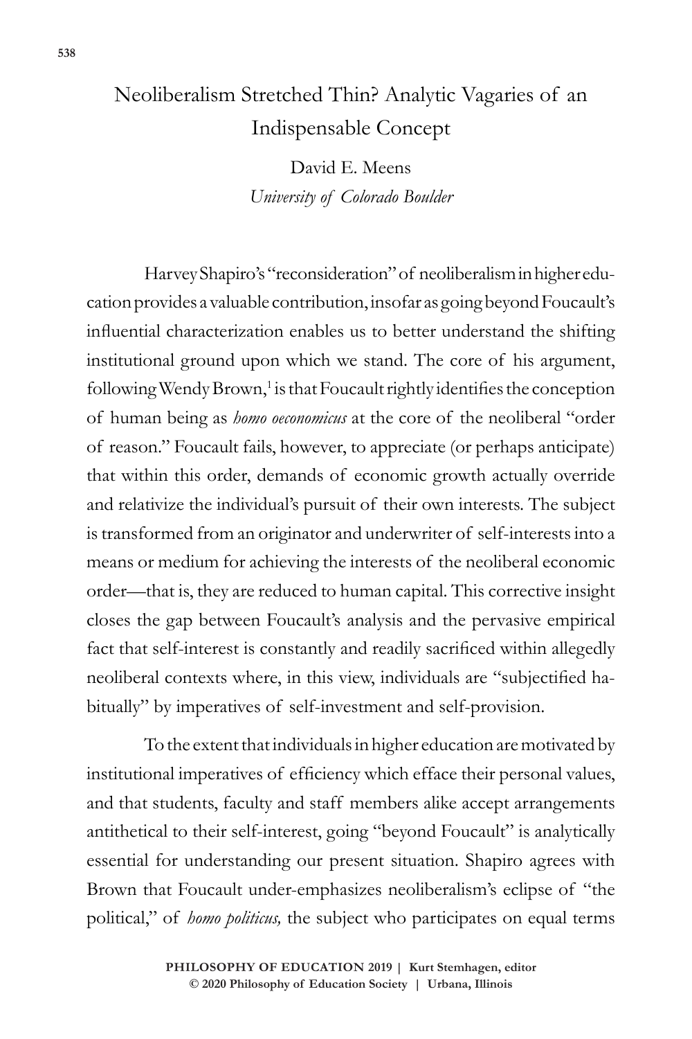# Neoliberalism Stretched Thin? Analytic Vagaries of an Indispensable Concept

David E. Meens

*University of Colorado Boulder*

Harvey Shapiro's "reconsideration" of neoliberalism in higher education provides a valuable contribution, insofar as going beyond Foucault's influential characterization enables us to better understand the shifting institutional ground upon which we stand. The core of his argument, following Wendy Brown,[1] is that Foucault rightly identifies the conception of human being as *homo oeconomicus* at the core of the neoliberal "order of reason." Foucault fails, however, to appreciate (or perhaps anticipate) that within this order, demands of economic growth actually override and relativize the individual's pursuit of their own interests. The subject is transformed from an originator and underwriter of self-interests into a means or medium for achieving the interests of the neoliberal economic order—that is, they are reduced to human capital. This corrective insight closes the gap between Foucault's analysis and the pervasive empirical fact that self-interest is constantly and readily sacrificed within allegedly neoliberal contexts where, in this view, individuals are "subjectified habitually" by imperatives of self-investment and self-provision.

To the extent that individuals in higher education are motivated by institutional imperatives of efficiency which efface their personal values, and that students, faculty and staff members alike accept arrangements antithetical to their self-interest, going "beyond Foucault" is analytically essential for understanding our present situation. Shapiro agrees with Brown that Foucault under-emphasizes neoliberalism's eclipse of "the political," of *homo politicus,* the subject who participates on equal terms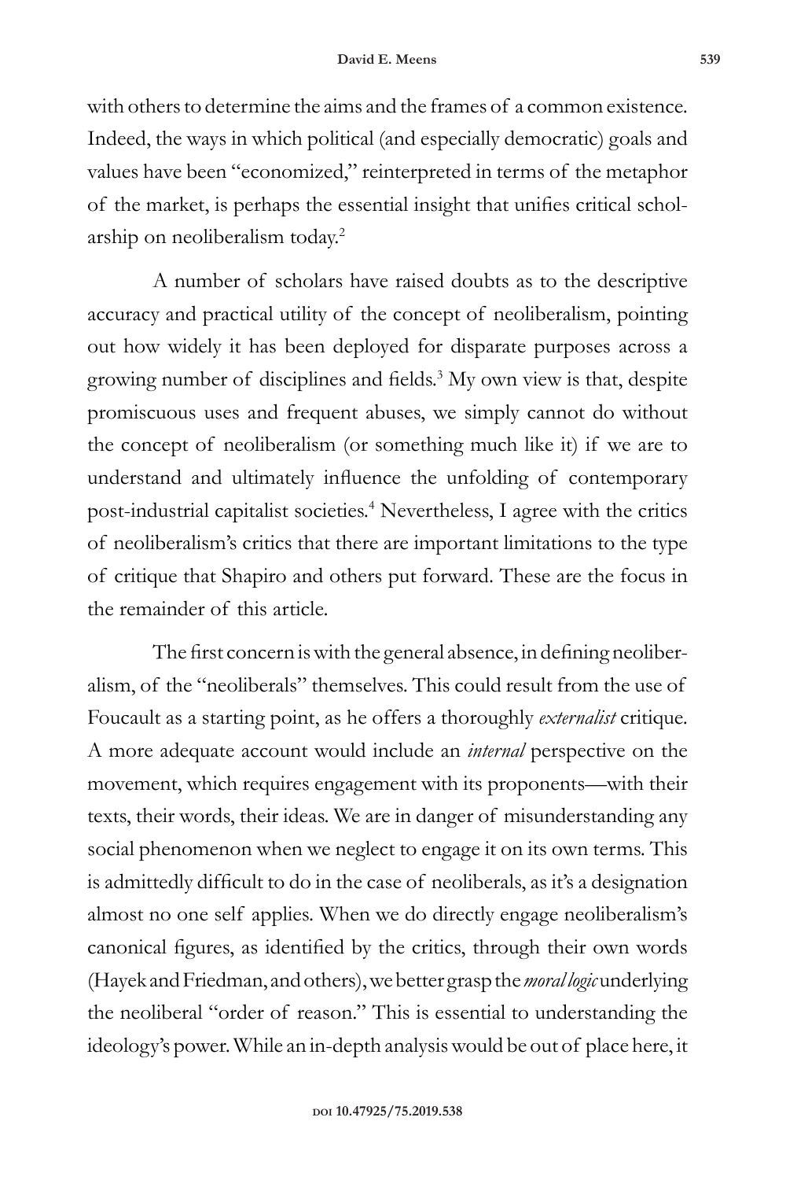with others to determine the aims and the frames of a common existence. Indeed, the ways in which political (and especially democratic) goals and values have been "economized," reinterpreted in terms of the metaphor of the market, is perhaps the essential insight that unifies critical scholarship on neoliberalism today.[2]

A number of scholars have raised doubts as to the descriptive accuracy and practical utility of the concept of neoliberalism, pointing out how widely it has been deployed for disparate purposes across a growing number of disciplines and fields.[3] My own view is that, despite promiscuous uses and frequent abuses, we simply cannot do without the concept of neoliberalism (or something much like it) if we are to understand and ultimately influence the unfolding of contemporary post-industrial capitalist societies.[4] Nevertheless, I agree with the critics of neoliberalism's critics that there are important limitations to the type of critique that Shapiro and others put forward. These are the focus in the remainder of this article.

The first concern is with the general absence, in defining neoliberalism, of the "neoliberals" themselves. This could result from the use of Foucault as a starting point, as he offers a thoroughly *externalist* critique. A more adequate account would include an *internal* perspective on the movement, which requires engagement with its proponents—with their texts, their words, their ideas. We are in danger of misunderstanding any social phenomenon when we neglect to engage it on its own terms. This is admittedly difficult to do in the case of neoliberals, as it's a designation almost no one self applies. When we do directly engage neoliberalism's canonical figures, as identified by the critics, through their own words (Hayek and Friedman, and others), we better grasp the *moral logic* underlying the neoliberal "order of reason." This is essential to understanding the ideology's power. While an in-depth analysis would be out of place here, it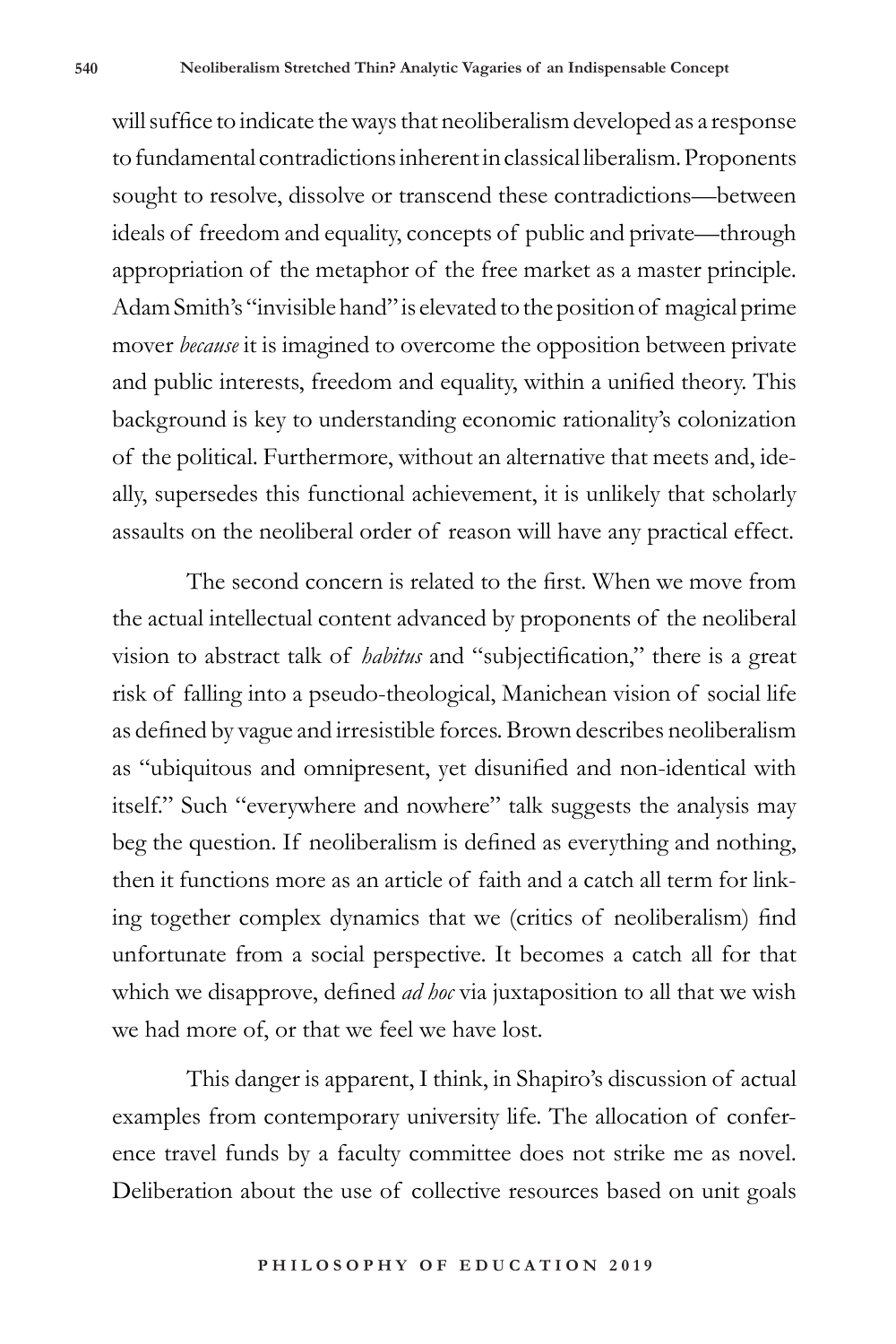will suffice to indicate the ways that neoliberalism developed as a response to fundamental contradictions inherent in classical liberalism. Proponents sought to resolve, dissolve or transcend these contradictions—between ideals of freedom and equality, concepts of public and private—through appropriation of the metaphor of the free market as a master principle. Adam Smith's "invisible hand" is elevated to the position of magical prime mover *because* it is imagined to overcome the opposition between private and public interests, freedom and equality, within a unified theory. This background is key to understanding economic rationality's colonization of the political. Furthermore, without an alternative that meets and, ideally, supersedes this functional achievement, it is unlikely that scholarly assaults on the neoliberal order of reason will have any practical effect.

The second concern is related to the first. When we move from the actual intellectual content advanced by proponents of the neoliberal vision to abstract talk of *habitus* and "subjectification," there is a great risk of falling into a pseudo-theological, Manichean vision of social life as defined by vague and irresistible forces. Brown describes neoliberalism as "ubiquitous and omnipresent, yet disunified and non-identical with itself." Such "everywhere and nowhere" talk suggests the analysis may beg the question. If neoliberalism is defined as everything and nothing, then it functions more as an article of faith and a catch all term for linking together complex dynamics that we (critics of neoliberalism) find unfortunate from a social perspective. It becomes a catch all for that which we disapprove, defined *ad hoc* via juxtaposition to all that we wish we had more of, or that we feel we have lost.

This danger is apparent, I think, in Shapiro's discussion of actual examples from contemporary university life. The allocation of conference travel funds by a faculty committee does not strike me as novel. Deliberation about the use of collective resources based on unit goals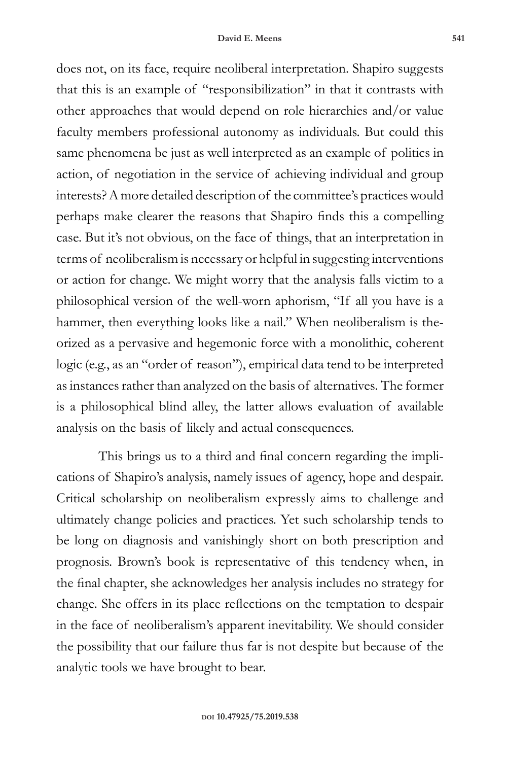does not, on its face, require neoliberal interpretation. Shapiro suggests that this is an example of "responsibilization" in that it contrasts with other approaches that would depend on role hierarchies and/or value faculty members professional autonomy as individuals. But could this same phenomena be just as well interpreted as an example of politics in action, of negotiation in the service of achieving individual and group interests? A more detailed description of the committee's practices would perhaps make clearer the reasons that Shapiro finds this a compelling case. But it's not obvious, on the face of things, that an interpretation in terms of neoliberalism is necessary or helpful in suggesting interventions or action for change. We might worry that the analysis falls victim to a philosophical version of the well-worn aphorism, "If all you have is a hammer, then everything looks like a nail." When neoliberalism is theorized as a pervasive and hegemonic force with a monolithic, coherent logic (e.g., as an "order of reason"), empirical data tend to be interpreted as instances rather than analyzed on the basis of alternatives. The former is a philosophical blind alley, the latter allows evaluation of available analysis on the basis of likely and actual consequences.

This brings us to a third and final concern regarding the implications of Shapiro's analysis, namely issues of agency, hope and despair. Critical scholarship on neoliberalism expressly aims to challenge and ultimately change policies and practices. Yet such scholarship tends to be long on diagnosis and vanishingly short on both prescription and prognosis. Brown's book is representative of this tendency when, in the final chapter, she acknowledges her analysis includes no strategy for change. She offers in its place reflections on the temptation to despair in the face of neoliberalism's apparent inevitability. We should consider the possibility that our failure thus far is not despite but because of the analytic tools we have brought to bear.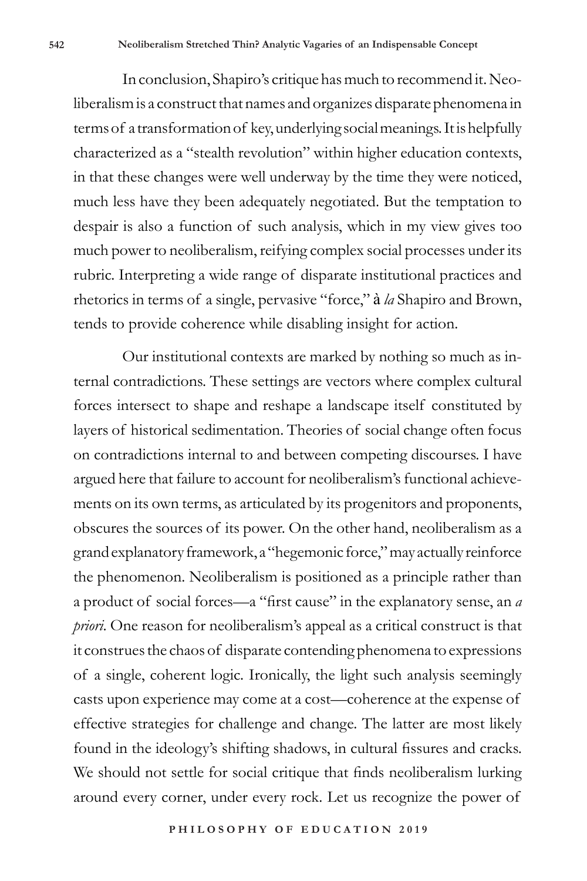In conclusion, Shapiro's critique has much to recommend it. Neoliberalism is a construct that names and organizes disparate phenomena in terms of a transformation of key, underlying social meanings. It is helpfully characterized as a "stealth revolution" within higher education contexts, in that these changes were well underway by the time they were noticed, much less have they been adequately negotiated. But the temptation to despair is also a function of such analysis, which in my view gives too much power to neoliberalism, reifying complex social processes under its rubric. Interpreting a wide range of disparate institutional practices and rhetorics in terms of a single, pervasive "force," à *la* Shapiro and Brown, tends to provide coherence while disabling insight for action.

Our institutional contexts are marked by nothing so much as internal contradictions. These settings are vectors where complex cultural forces intersect to shape and reshape a landscape itself constituted by layers of historical sedimentation. Theories of social change often focus on contradictions internal to and between competing discourses. I have argued here that failure to account for neoliberalism's functional achievements on its own terms, as articulated by its progenitors and proponents, obscures the sources of its power. On the other hand, neoliberalism as a grand explanatory framework, a "hegemonic force," may actually reinforce the phenomenon. Neoliberalism is positioned as a principle rather than a product of social forces—a "first cause" in the explanatory sense, an *a priori*. One reason for neoliberalism's appeal as a critical construct is that it construes the chaos of disparate contending phenomena to expressions of a single, coherent logic. Ironically, the light such analysis seemingly casts upon experience may come at a cost—coherence at the expense of effective strategies for challenge and change. The latter are most likely found in the ideology's shifting shadows, in cultural fissures and cracks. We should not settle for social critique that finds neoliberalism lurking around every corner, under every rock. Let us recognize the power of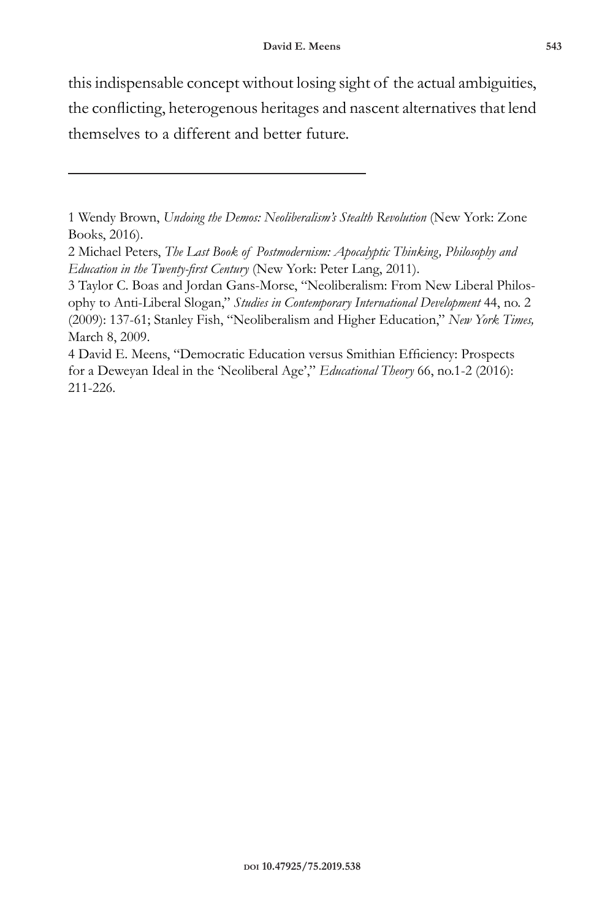this indispensable concept without losing sight of the actual ambiguities, the conflicting, heterogenous heritages and nascent alternatives that lend themselves to a different and better future.

---

1 Wendy Brown, *Undoing the Demos: Neoliberalism's Stealth Revolution* (New York: Zone Books, 2016).

2 Michael Peters, *The Last Book of Postmodernism: Apocalyptic Thinking, Philosophy and Education in the Twenty-first Century* (New York: Peter Lang, 2011).

3 Taylor C. Boas and Jordan Gans-Morse, "Neoliberalism: From New Liberal Philosophy to Anti-Liberal Slogan," *Studies in Contemporary International Development* 44, no. 2 (2009): 137-61; Stanley Fish, "Neoliberalism and Higher Education," *New York Times,* March 8, 2009.

4 David E. Meens, "Democratic Education versus Smithian Efficiency: Prospects for a Deweyan Ideal in the 'Neoliberal Age'," *Educational Theory* 66, no.1-2 (2016): 211-226.